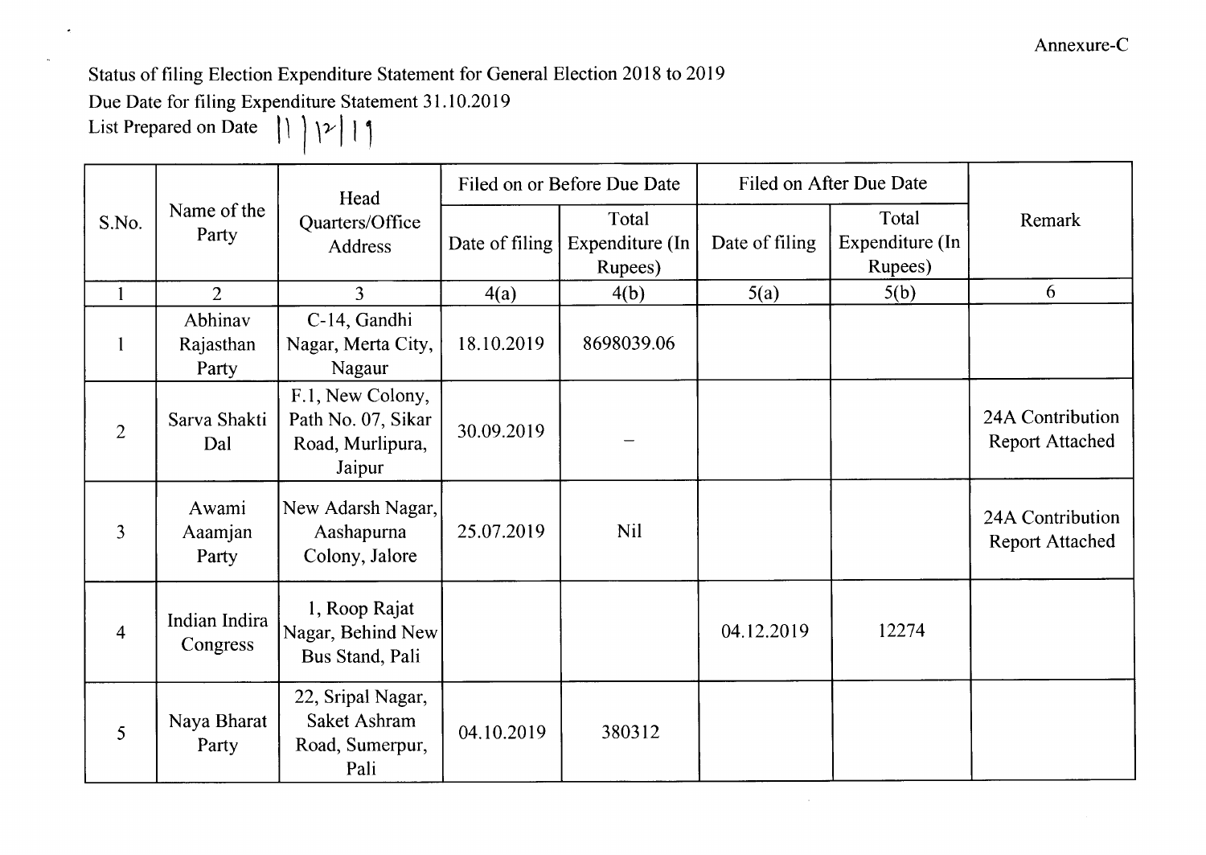Annexure-C

Status of filing Election Expenditure Statement for General Election 2018 to 2019

Due Date for filing Expenditure Statement 31.10.2019

List Prepared on Date 11/12/19

| S.No. | Name of the Party | Head Quarters/Office Address | Filed on or Before Due Date | | Filed on After Due Date | | Remark |
|---|---|---|---|---|---|---|---|
| | | | Date of filing | Total Expenditure (In Rupees) | Date of filing | Total Expenditure (In Rupees) | |
| 1 | 2 | 3 | 4(a) | 4(b) | 5(a) | 5(b) | 6 |
| 1 | Abhinav Rajasthan Party | C-14, Gandhi Nagar, Merta City, Nagaur | 18.10.2019 | 8698039.06 | | | |
| 2 | Sarva Shakti Dal | F.1, New Colony, Path No. 07, Sikar Road, Murlipura, Jaipur | 30.09.2019 | – | | | 24A Contribution Report Attached |
| 3 | Awami Aaamjan Party | New Adarsh Nagar, Aashapurna Colony, Jalore | 25.07.2019 | Nil | | | 24A Contribution Report Attached |
| 4 | Indian Indira Congress | 1, Roop Rajat Nagar, Behind New Bus Stand, Pali | | | 04.12.2019 | 12274 | |
| 5 | Naya Bharat Party | 22, Sripal Nagar, Saket Ashram Road, Sumerpur, Pali | 04.10.2019 | 380312 | | | |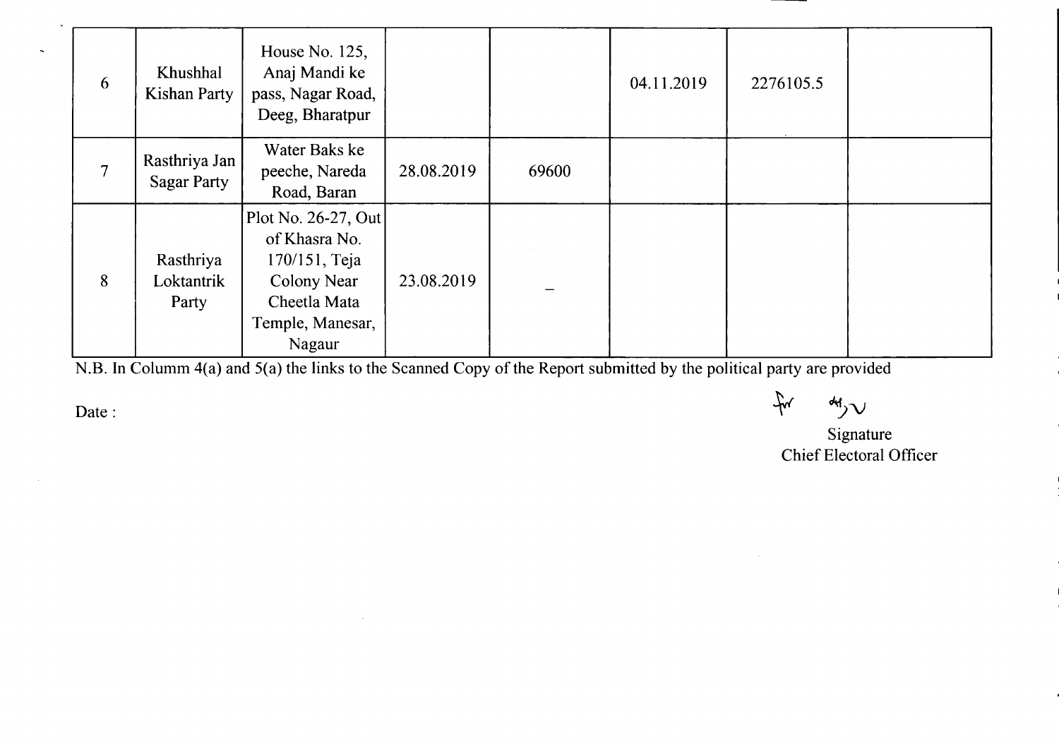| | | | | | | | |
|---|---|---|---|---|---|---|---|
| 6 | Khushhal Kishan Party | House No. 125, Anaj Mandi ke pass, Nagar Road, Deeg, Bharatpur | | | 04.11.2019 | 2276105.5 | |
| 7 | Rasthriya Jan Sagar Party | Water Baks ke peeche, Nareda Road, Baran | 28.08.2019 | 69600 | | | |
| 8 | Rasthriya Loktantrik Party | Plot No. 26-27, Out of Khasra No. 170/151, Teja Colony Near Cheetla Mata Temple, Manesar, Nagaur | 23.08.2019 | – | | | |

N.B. In Columm 4(a) and 5(a) the links to the Scanned Copy of the Report submitted by the political party are provided

Date :

Signature
Chief Electoral Officer